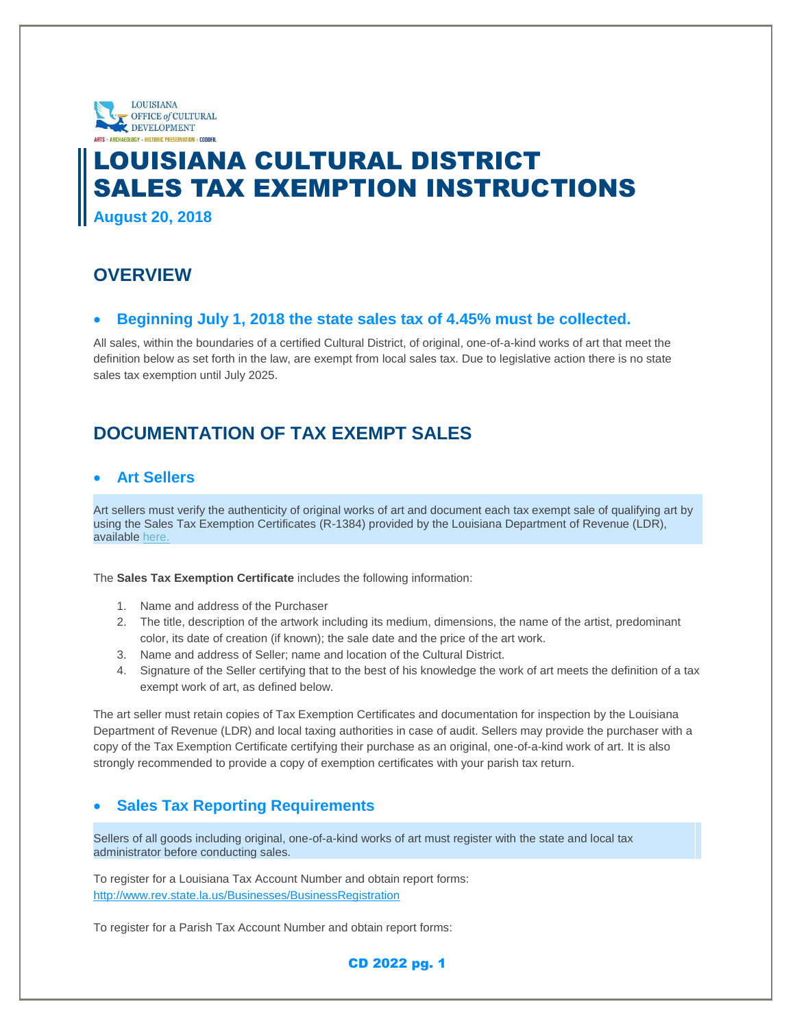LOUISIANA OFFICE of CULTURAL DEVELOPMENT

ARTS • ARCHAEOLOGY • HISTORIC PRESERVATION • CODOFIL

# LOUISIANA CULTURAL DISTRICT SALES TAX EXEMPTION INSTRUCTIONS

**August 20, 2018**

## OVERVIEW

- **Beginning July 1, 2018 the state sales tax of 4.45% must be collected.**

All sales, within the boundaries of a certified Cultural District, of original, one-of-a-kind works of art that meet the definition below as set forth in the law, are exempt from local sales tax. Due to legislative action there is no state sales tax exemption until July 2025.

## DOCUMENTATION OF TAX EXEMPT SALES

- **Art Sellers**

Art sellers must verify the authenticity of original works of art and document each tax exempt sale of qualifying art by using the Sales Tax Exemption Certificates (R-1384) provided by the Louisiana Department of Revenue (LDR), available here.

The **Sales Tax Exemption Certificate** includes the following information:

1. Name and address of the Purchaser
2. The title, description of the artwork including its medium, dimensions, the name of the artist, predominant color, its date of creation (if known); the sale date and the price of the art work.
3. Name and address of Seller; name and location of the Cultural District.
4. Signature of the Seller certifying that to the best of his knowledge the work of art meets the definition of a tax exempt work of art, as defined below.

The art seller must retain copies of Tax Exemption Certificates and documentation for inspection by the Louisiana Department of Revenue (LDR) and local taxing authorities in case of audit. Sellers may provide the purchaser with a copy of the Tax Exemption Certificate certifying their purchase as an original, one-of-a-kind work of art. It is also strongly recommended to provide a copy of exemption certificates with your parish tax return.

- **Sales Tax Reporting Requirements**

Sellers of all goods including original, one-of-a-kind works of art must register with the state and local tax administrator before conducting sales.

To register for a Louisiana Tax Account Number and obtain report forms:
http://www.rev.state.la.us/Businesses/BusinessRegistration

To register for a Parish Tax Account Number and obtain report forms: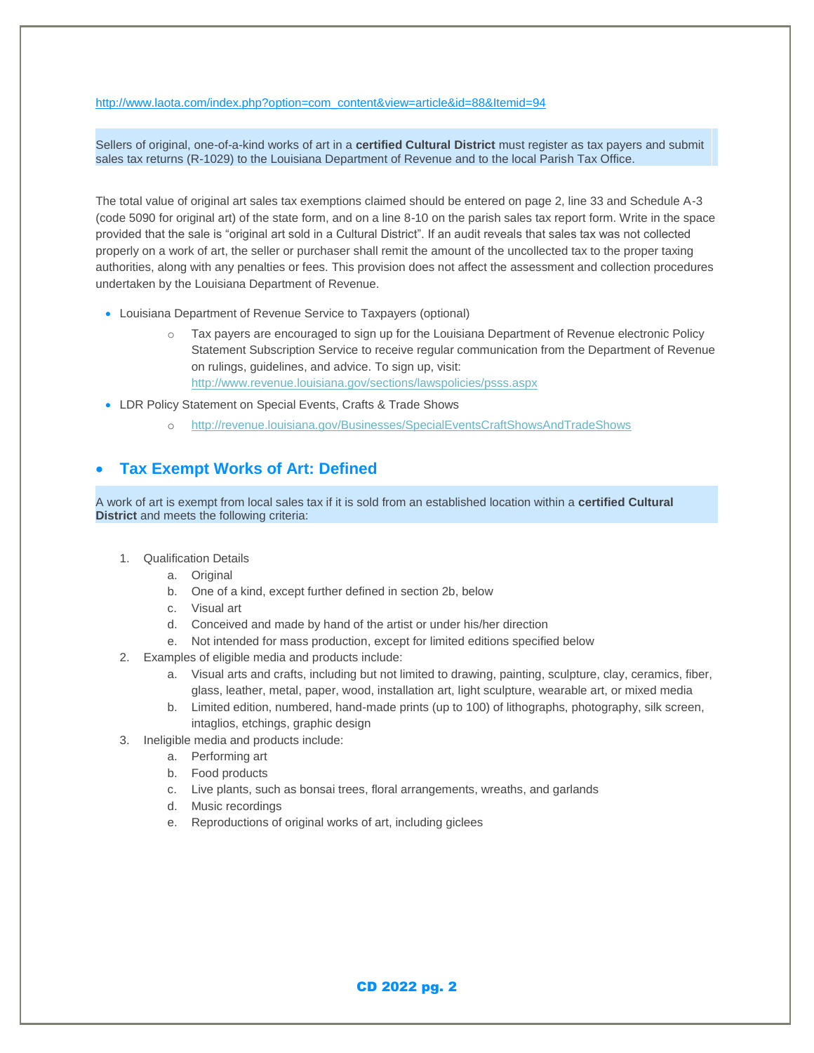http://www.laota.com/index.php?option=com_content&view=article&id=88&Itemid=94

Sellers of original, one-of-a-kind works of art in a **certified Cultural District** must register as tax payers and submit sales tax returns (R-1029) to the Louisiana Department of Revenue and to the local Parish Tax Office.

The total value of original art sales tax exemptions claimed should be entered on page 2, line 33 and Schedule A-3 (code 5090 for original art) of the state form, and on a line 8-10 on the parish sales tax report form. Write in the space provided that the sale is "original art sold in a Cultural District". If an audit reveals that sales tax was not collected properly on a work of art, the seller or purchaser shall remit the amount of the uncollected tax to the proper taxing authorities, along with any penalties or fees. This provision does not affect the assessment and collection procedures undertaken by the Louisiana Department of Revenue.

- Louisiana Department of Revenue Service to Taxpayers (optional)
  - Tax payers are encouraged to sign up for the Louisiana Department of Revenue electronic Policy Statement Subscription Service to receive regular communication from the Department of Revenue on rulings, guidelines, and advice. To sign up, visit: http://www.revenue.louisiana.gov/sections/lawspolicies/psss.aspx
- LDR Policy Statement on Special Events, Crafts & Trade Shows
  - http://revenue.louisiana.gov/Businesses/SpecialEventsCraftShowsAndTradeShows

## Tax Exempt Works of Art: Defined

A work of art is exempt from local sales tax if it is sold from an established location within a **certified Cultural District** and meets the following criteria:

1. Qualification Details
   a. Original
   b. One of a kind, except further defined in section 2b, below
   c. Visual art
   d. Conceived and made by hand of the artist or under his/her direction
   e. Not intended for mass production, except for limited editions specified below
2. Examples of eligible media and products include:
   a. Visual arts and crafts, including but not limited to drawing, painting, sculpture, clay, ceramics, fiber, glass, leather, metal, paper, wood, installation art, light sculpture, wearable art, or mixed media
   b. Limited edition, numbered, hand-made prints (up to 100) of lithographs, photography, silk screen, intaglios, etchings, graphic design
3. Ineligible media and products include:
   a. Performing art
   b. Food products
   c. Live plants, such as bonsai trees, floral arrangements, wreaths, and garlands
   d. Music recordings
   e. Reproductions of original works of art, including giclees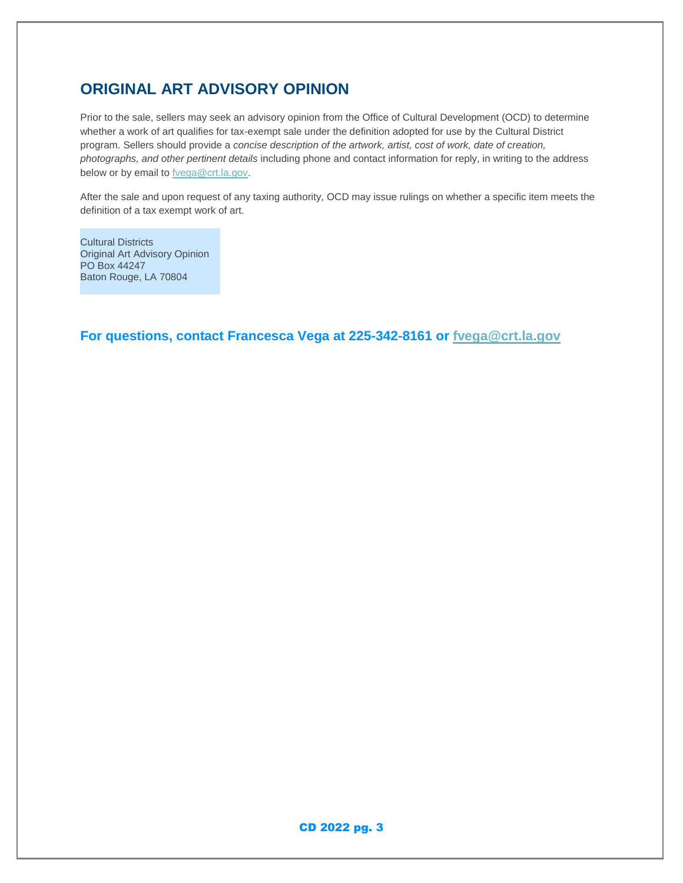## ORIGINAL ART ADVISORY OPINION

Prior to the sale, sellers may seek an advisory opinion from the Office of Cultural Development (OCD) to determine whether a work of art qualifies for tax-exempt sale under the definition adopted for use by the Cultural District program. Sellers should provide a *concise description of the artwork, artist, cost of work, date of creation, photographs, and other pertinent details* including phone and contact information for reply, in writing to the address below or by email to fvega@crt.la.gov.

After the sale and upon request of any taxing authority, OCD may issue rulings on whether a specific item meets the definition of a tax exempt work of art.

Cultural Districts
Original Art Advisory Opinion
PO Box 44247
Baton Rouge, LA 70804

**For questions, contact Francesca Vega at 225-342-8161 or fvega@crt.la.gov**